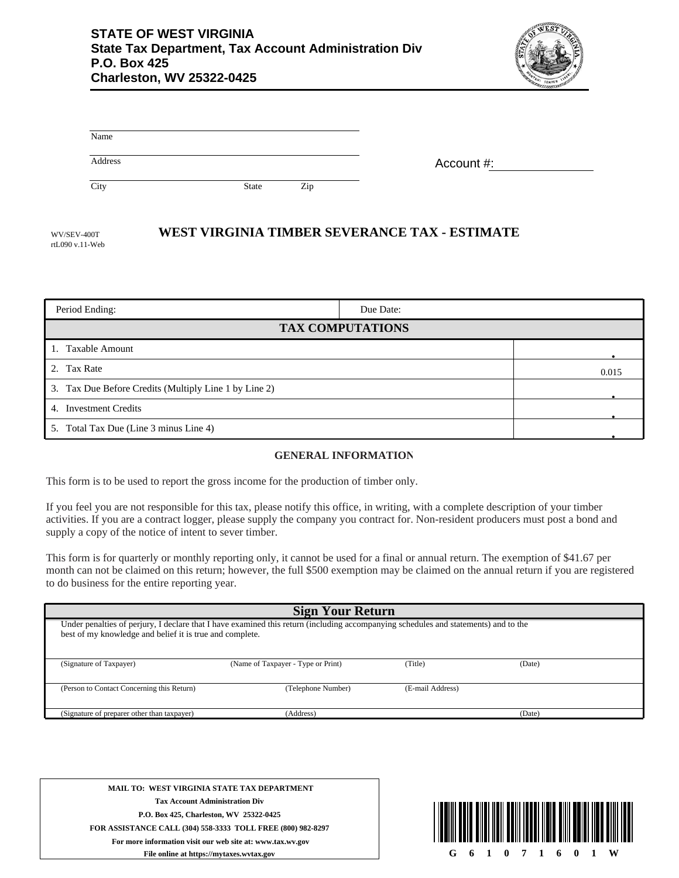**STATE OF WEST VIRGINIA**
**State Tax Department, Tax Account Administration Div**
**P.O. Box 425**
**Charleston, WV 25322-0425**

Name

Address

City State Zip

Account #:

WV/SEV-400T
rtL090 v.11-Web

# WEST VIRGINIA TIMBER SEVERANCE TAX - ESTIMATE

| Period Ending: | Due Date: |
|---|---|

| TAX COMPUTATIONS | |
|---|---|
| 1. Taxable Amount | . |
| 2. Tax Rate | 0.015 |
| 3. Tax Due Before Credits (Multiply Line 1 by Line 2) | . |
| 4. Investment Credits | . |
| 5. Total Tax Due (Line 3 minus Line 4) | . |

## GENERAL INFORMATION

This form is to be used to report the gross income for the production of timber only.

If you feel you are not responsible for this tax, please notify this office, in writing, with a complete description of your timber activities. If you are a contract logger, please supply the company you contract for. Non-resident producers must post a bond and supply a copy of the notice of intent to sever timber.

This form is for quarterly or monthly reporting only, it cannot be used for a final or annual return. The exemption of $41.67 per month can not be claimed on this return; however, the full $500 exemption may be claimed on the annual return if you are registered to do business for the entire reporting year.

## Sign Your Return

Under penalties of perjury, I declare that I have examined this return (including accompanying schedules and statements) and to the best of my knowledge and belief it is true and complete.

| (Signature of Taxpayer) | (Name of Taxpayer - Type or Print) | (Title) | (Date) |
|---|---|---|---|
| (Person to Contact Concerning this Return) | (Telephone Number) | (E-mail Address) | |
| (Signature of preparer other than taxpayer) | (Address) | | (Date) |

**MAIL TO: WEST VIRGINIA STATE TAX DEPARTMENT**
**Tax Account Administration Div**
**P.O. Box 425, Charleston, WV 25322-0425**
**FOR ASSISTANCE CALL (304) 558-3333 TOLL FREE (800) 982-8297**
**For more information visit our web site at: www.tax.wv.gov**
**File online at https://mytaxes.wvtax.gov**

G 6 1 0 7 1 6 0 1 W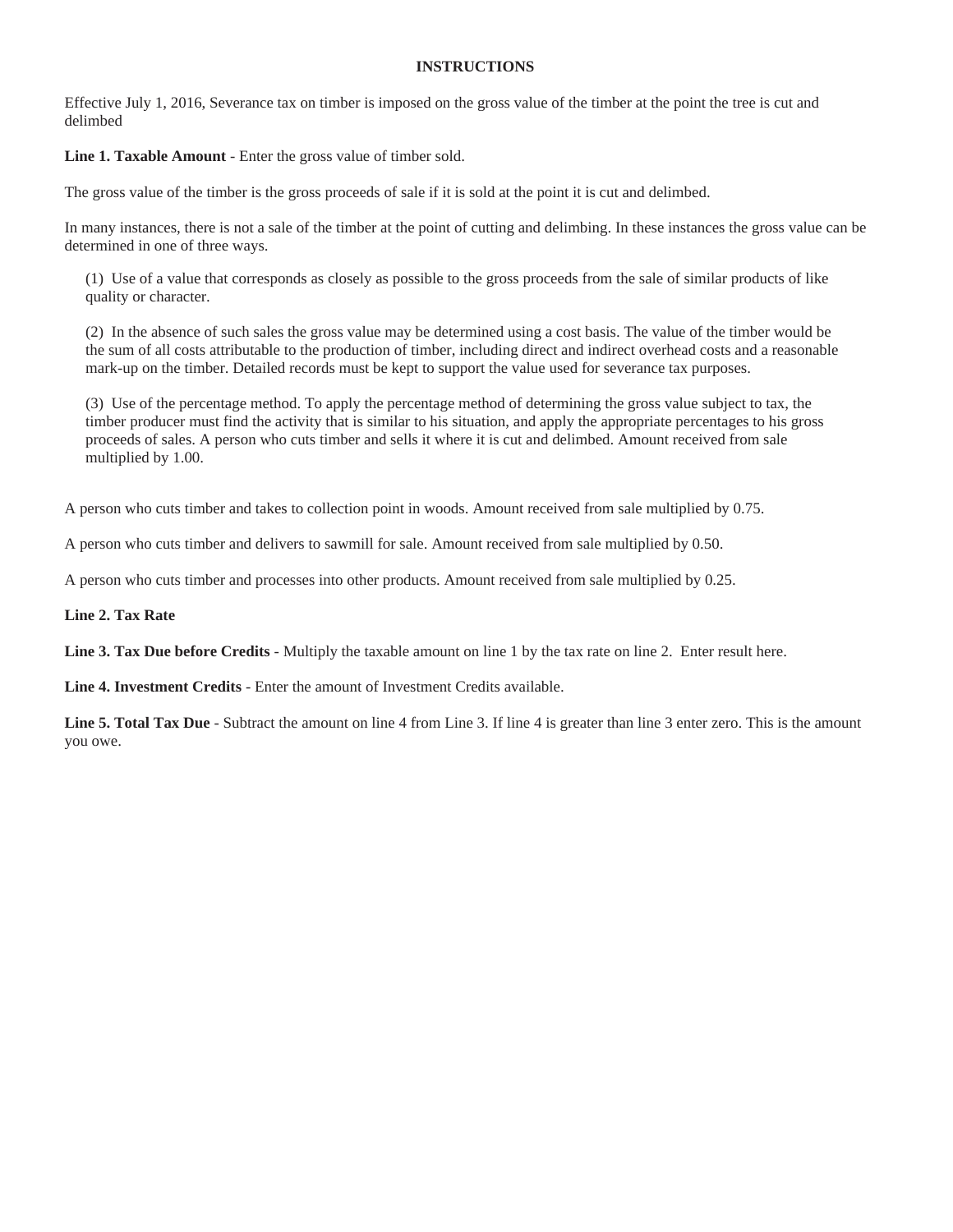**INSTRUCTIONS**

Effective July 1, 2016, Severance tax on timber is imposed on the gross value of the timber at the point the tree is cut and delimbed

**Line 1. Taxable Amount** - Enter the gross value of timber sold.

The gross value of the timber is the gross proceeds of sale if it is sold at the point it is cut and delimbed.

In many instances, there is not a sale of the timber at the point of cutting and delimbing. In these instances the gross value can be determined in one of three ways.

(1) Use of a value that corresponds as closely as possible to the gross proceeds from the sale of similar products of like quality or character.

(2) In the absence of such sales the gross value may be determined using a cost basis. The value of the timber would be the sum of all costs attributable to the production of timber, including direct and indirect overhead costs and a reasonable mark-up on the timber. Detailed records must be kept to support the value used for severance tax purposes.

(3) Use of the percentage method. To apply the percentage method of determining the gross value subject to tax, the timber producer must find the activity that is similar to his situation, and apply the appropriate percentages to his gross proceeds of sales. A person who cuts timber and sells it where it is cut and delimbed. Amount received from sale multiplied by 1.00.

A person who cuts timber and takes to collection point in woods. Amount received from sale multiplied by 0.75.

A person who cuts timber and delivers to sawmill for sale. Amount received from sale multiplied by 0.50.

A person who cuts timber and processes into other products. Amount received from sale multiplied by 0.25.

**Line 2. Tax Rate**

**Line 3. Tax Due before Credits** - Multiply the taxable amount on line 1 by the tax rate on line 2. Enter result here.

**Line 4. Investment Credits** - Enter the amount of Investment Credits available.

**Line 5. Total Tax Due** - Subtract the amount on line 4 from Line 3. If line 4 is greater than line 3 enter zero. This is the amount you owe.